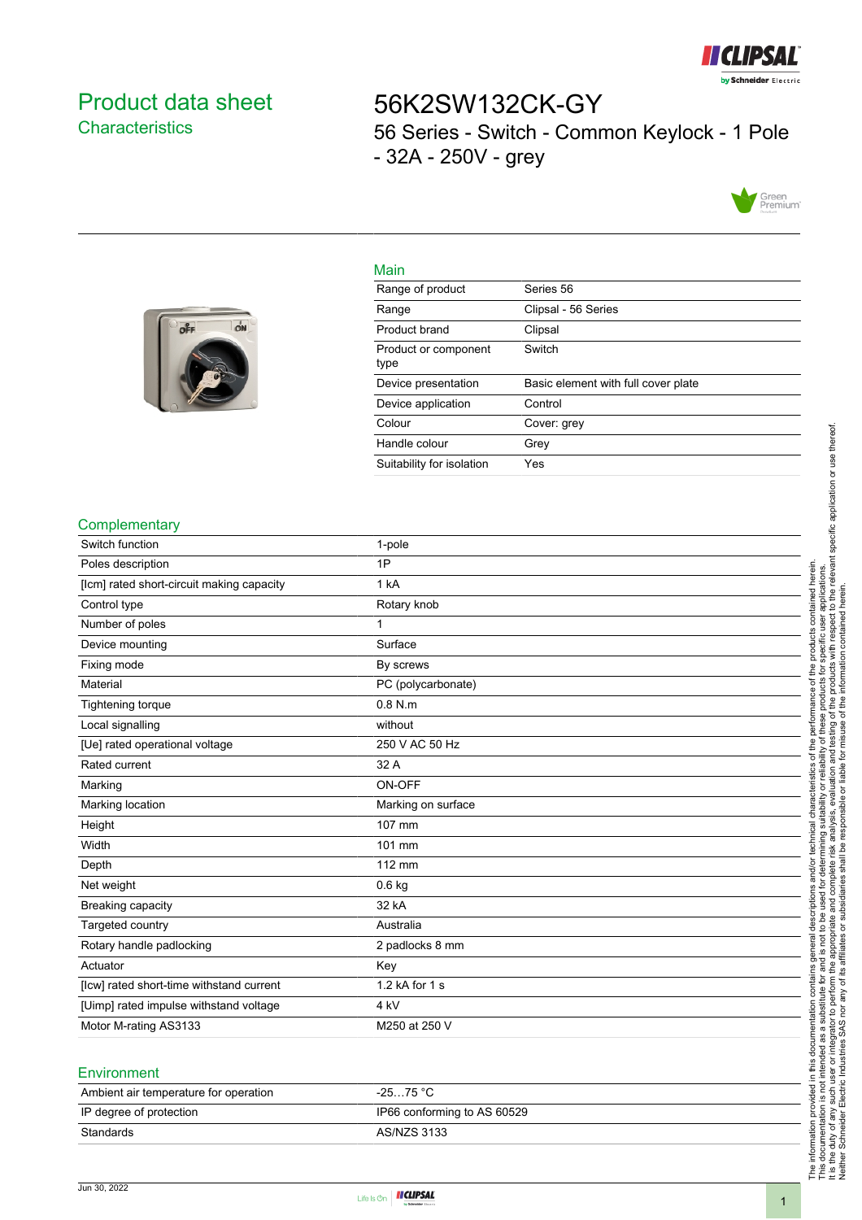# Product data sheet

## Characteristics

# 56K2SW132CK-GY

56 Series - Switch - Common Keylock - 1 Pole - 32A - 250V - grey

### Main

| | |
|---|---|
| Range of product | Series 56 |
| Range | Clipsal - 56 Series |
| Product brand | Clipsal |
| Product or component type | Switch |
| Device presentation | Basic element with full cover plate |
| Device application | Control |
| Colour | Cover: grey |
| Handle colour | Grey |
| Suitability for isolation | Yes |

### Complementary

| | |
|---|---|
| Switch function | 1-pole |
| Poles description | 1P |
| [Icm] rated short-circuit making capacity | 1 kA |
| Control type | Rotary knob |
| Number of poles | 1 |
| Device mounting | Surface |
| Fixing mode | By screws |
| Material | PC (polycarbonate) |
| Tightening torque | 0.8 N.m |
| Local signalling | without |
| [Ue] rated operational voltage | 250 V AC 50 Hz |
| Rated current | 32 A |
| Marking | ON-OFF |
| Marking location | Marking on surface |
| Height | 107 mm |
| Width | 101 mm |
| Depth | 112 mm |
| Net weight | 0.6 kg |
| Breaking capacity | 32 kA |
| Targeted country | Australia |
| Rotary handle padlocking | 2 padlocks 8 mm |
| Actuator | Key |
| [Icw] rated short-time withstand current | 1.2 kA for 1 s |
| [Uimp] rated impulse withstand voltage | 4 kV |
| Motor M-rating AS3133 | M250 at 250 V |

### Environment

| | |
|---|---|
| Ambient air temperature for operation | -25…75 °C |
| IP degree of protection | IP66 conforming to AS 60529 |
| Standards | AS/NZS 3133 |

The information provided in this documentation contains general descriptions and/or technical characteristics of the performance of the products contained herein. This documentation is not intended as a substitute for and is not to be used for determining suitability or reliability of these products for specific user applications. It is the duty of any such user or integrator to perform the appropriate and complete risk analysis, evaluation and testing of the products with respect to the relevant specific application or use thereof. Neither Schneider Electric Industries SAS nor any of its affiliates or subsidiaries shall be responsible or liable for misuse of the information contained herein.

Jun 30, 2022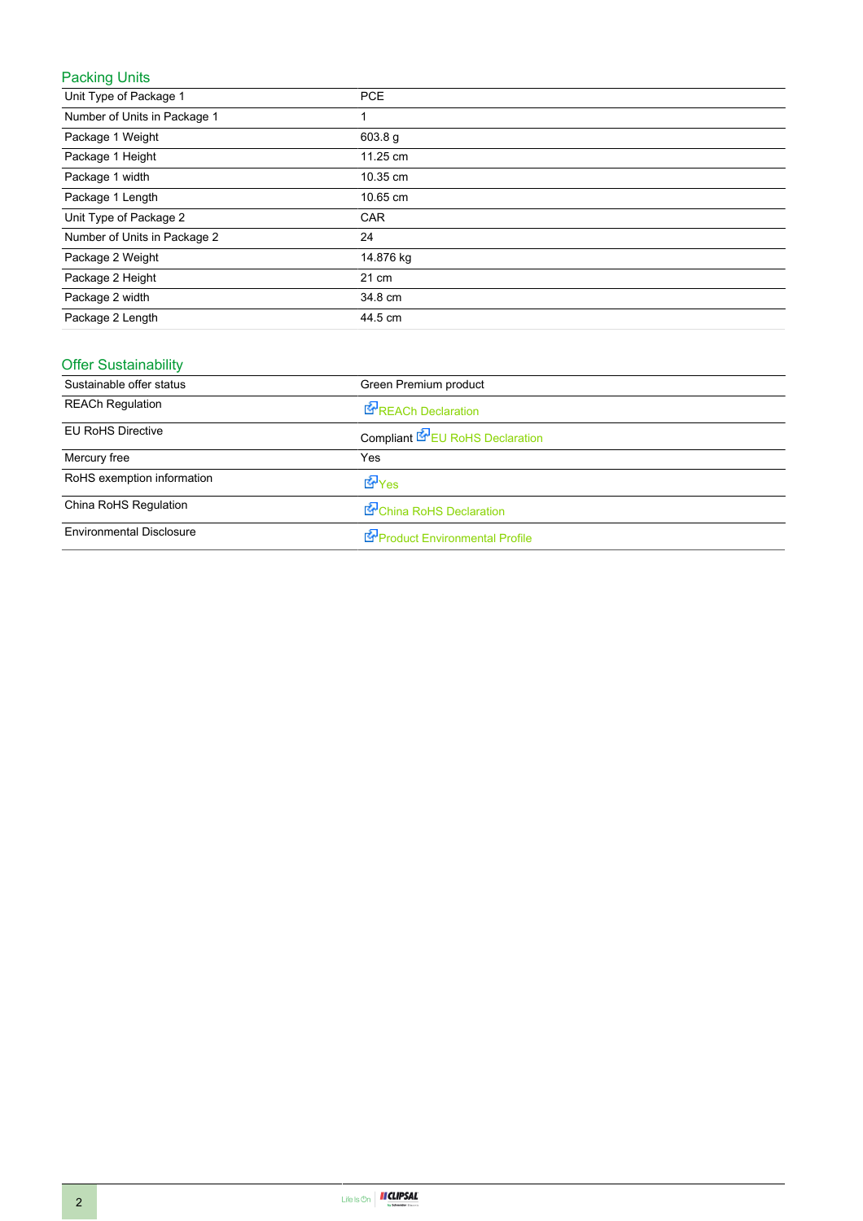## Packing Units

| | |
|---|---|
| Unit Type of Package 1 | PCE |
| Number of Units in Package 1 | 1 |
| Package 1 Weight | 603.8 g |
| Package 1 Height | 11.25 cm |
| Package 1 width | 10.35 cm |
| Package 1 Length | 10.65 cm |
| Unit Type of Package 2 | CAR |
| Number of Units in Package 2 | 24 |
| Package 2 Weight | 14.876 kg |
| Package 2 Height | 21 cm |
| Package 2 width | 34.8 cm |
| Package 2 Length | 44.5 cm |

## Offer Sustainability

| | |
|---|---|
| Sustainable offer status | Green Premium product |
| REACh Regulation | REACh Declaration |
| EU RoHS Directive | Compliant EU RoHS Declaration |
| Mercury free | Yes |
| RoHS exemption information | Yes |
| China RoHS Regulation | China RoHS Declaration |
| Environmental Disclosure | Product Environmental Profile |